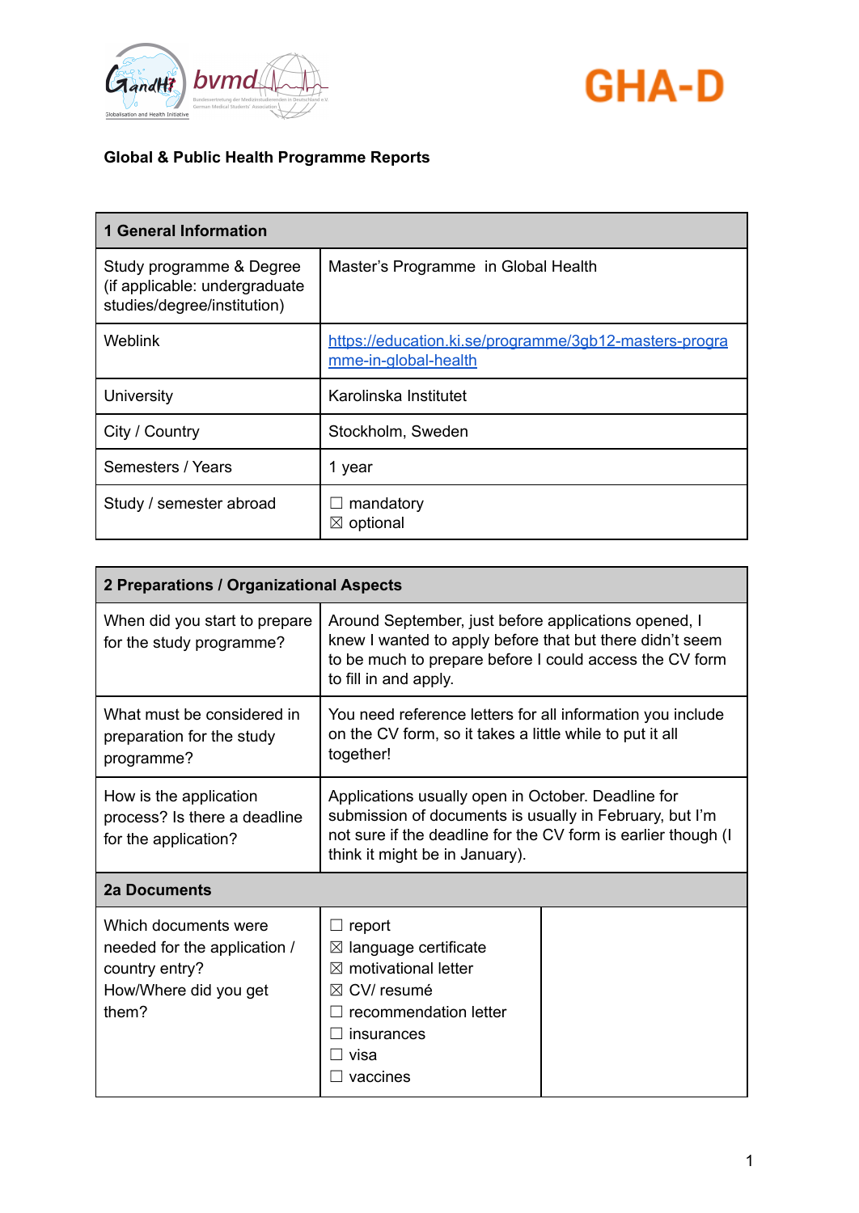**Global & Public Health Programme Reports**

| 1 General Information | |
|---|---|
| Study programme & Degree (if applicable: undergraduate studies/degree/institution) | Master's Programme in Global Health |
| Weblink | https://education.ki.se/programme/3gb12-masters-programme-in-global-health |
| University | Karolinska Institutet |
| City / Country | Stockholm, Sweden |
| Semesters / Years | 1 year |
| Study / semester abroad | ☐ mandatory<br>☒ optional |

| 2 Preparations / Organizational Aspects | | |
|---|---|---|
| When did you start to prepare for the study programme? | Around September, just before applications opened, I knew I wanted to apply before that but there didn't seem to be much to prepare before I could access the CV form to fill in and apply. | |
| What must be considered in preparation for the study programme? | You need reference letters for all information you include on the CV form, so it takes a little while to put it all together! | |
| How is the application process? Is there a deadline for the application? | Applications usually open in October. Deadline for submission of documents is usually in February, but I'm not sure if the deadline for the CV form is earlier though (I think it might be in January). | |
| **2a Documents** | | |
| Which documents were needed for the application / country entry?<br>How/Where did you get them? | ☐ report<br>☒ language certificate<br>☒ motivational letter<br>☒ CV/ resumé<br>☐ recommendation letter<br>☐ insurances<br>☐ visa<br>☐ vaccines | |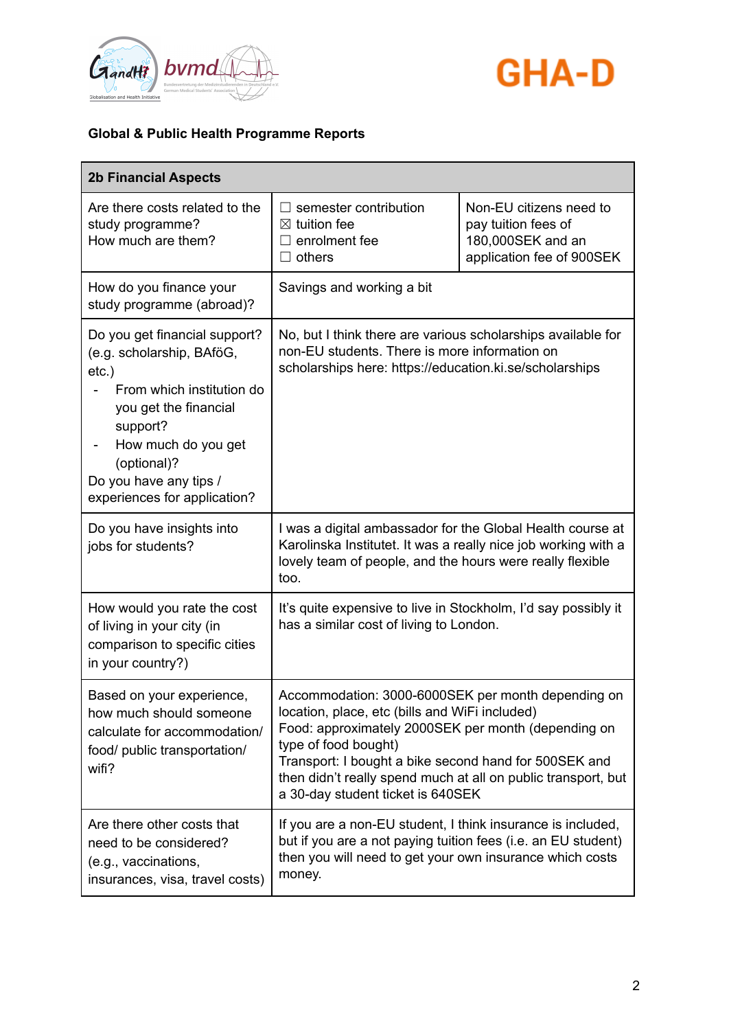**Global & Public Health Programme Reports**

| 2b Financial Aspects | | |
|---|---|---|
| Are there costs related to the study programme?<br>How much are them? | ☐ semester contribution<br>☒ tuition fee<br>☐ enrolment fee<br>☐ others | Non-EU citizens need to pay tuition fees of 180,000SEK and an application fee of 900SEK |
| How do you finance your study programme (abroad)? | Savings and working a bit | |
| Do you get financial support? (e.g. scholarship, BAföG, etc.)<br>- From which institution do you get the financial support?<br>- How much do you get (optional)?<br>Do you have any tips / experiences for application? | No, but I think there are various scholarships available for non-EU students. There is more information on scholarships here: https://education.ki.se/scholarships | |
| Do you have insights into jobs for students? | I was a digital ambassador for the Global Health course at Karolinska Institutet. It was a really nice job working with a lovely team of people, and the hours were really flexible too. | |
| How would you rate the cost of living in your city (in comparison to specific cities in your country?) | It's quite expensive to live in Stockholm, I'd say possibly it has a similar cost of living to London. | |
| Based on your experience, how much should someone calculate for accommodation/ food/ public transportation/ wifi? | Accommodation: 3000-6000SEK per month depending on location, place, etc (bills and WiFi included)<br>Food: approximately 2000SEK per month (depending on type of food bought)<br>Transport: I bought a bike second hand for 500SEK and then didn't really spend much at all on public transport, but a 30-day student ticket is 640SEK | |
| Are there other costs that need to be considered? (e.g., vaccinations, insurances, visa, travel costs) | If you are a non-EU student, I think insurance is included, but if you are a not paying tuition fees (i.e. an EU student) then you will need to get your own insurance which costs money. | |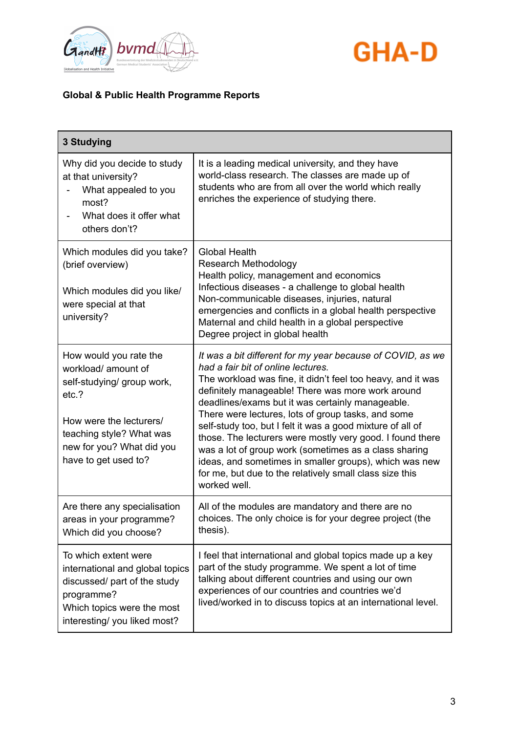**Global & Public Health Programme Reports**

| 3 Studying | |
|---|---|
| Why did you decide to study at that university?<br>- What appealed to you most?<br>- What does it offer what others don't? | It is a leading medical university, and they have world-class research. The classes are made up of students who are from all over the world which really enriches the experience of studying there. |
| Which modules did you take? (brief overview)<br><br>Which modules did you like/ were special at that university? | Global Health<br>Research Methodology<br>Health policy, management and economics<br>Infectious diseases - a challenge to global health<br>Non-communicable diseases, injuries, natural emergencies and conflicts in a global health perspective<br>Maternal and child health in a global perspective<br>Degree project in global health |
| How would you rate the workload/ amount of self-studying/ group work, etc.?<br><br>How were the lecturers/ teaching style? What was new for you? What did you have to get used to? | *It was a bit different for my year because of COVID, as we had a fair bit of online lectures.*<br>The workload was fine, it didn't feel too heavy, and it was definitely manageable! There was more work around deadlines/exams but it was certainly manageable. There were lectures, lots of group tasks, and some self-study too, but I felt it was a good mixture of all of those. The lecturers were mostly very good. I found there was a lot of group work (sometimes as a class sharing ideas, and sometimes in smaller groups), which was new for me, but due to the relatively small class size this worked well. |
| Are there any specialisation areas in your programme? Which did you choose? | All of the modules are mandatory and there are no choices. The only choice is for your degree project (the thesis). |
| To which extent were international and global topics discussed/ part of the study programme?<br>Which topics were the most interesting/ you liked most? | I feel that international and global topics made up a key part of the study programme. We spent a lot of time talking about different countries and using our own experiences of our countries and countries we'd lived/worked in to discuss topics at an international level. |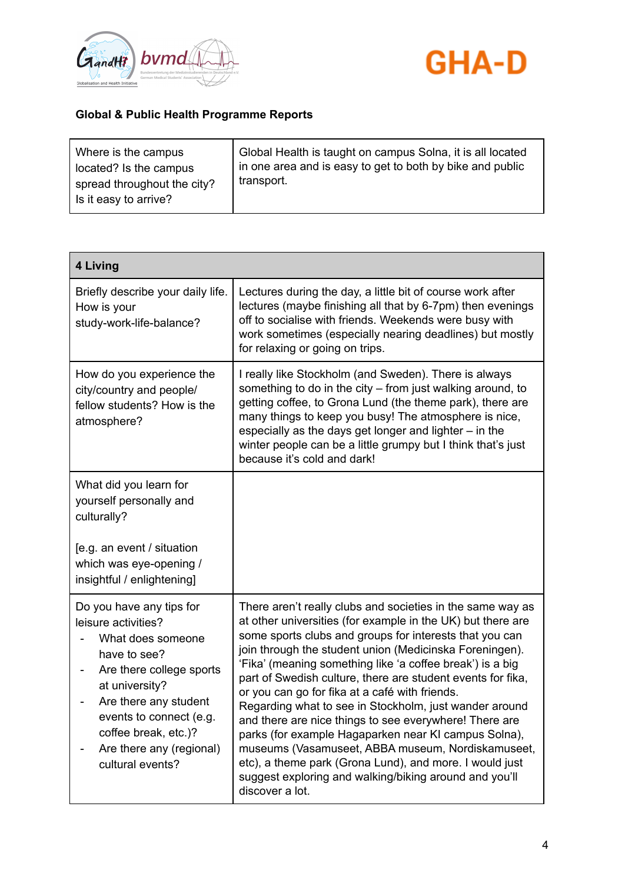**Global & Public Health Programme Reports**

| Where is the campus located? Is the campus spread throughout the city? Is it easy to arrive? | Global Health is taught on campus Solna, it is all located in one area and is easy to get to both by bike and public transport. |
|---|---|

| **4 Living** | |
|---|---|
| Briefly describe your daily life. How is your study-work-life-balance? | Lectures during the day, a little bit of course work after lectures (maybe finishing all that by 6-7pm) then evenings off to socialise with friends. Weekends were busy with work sometimes (especially nearing deadlines) but mostly for relaxing or going on trips. |
| How do you experience the city/country and people/ fellow students? How is the atmosphere? | I really like Stockholm (and Sweden). There is always something to do in the city – from just walking around, to getting coffee, to Grona Lund (the theme park), there are many things to keep you busy! The atmosphere is nice, especially as the days get longer and lighter – in the winter people can be a little grumpy but I think that's just because it's cold and dark! |
| What did you learn for yourself personally and culturally?<br><br>[e.g. an event / situation which was eye-opening / insightful / enlightening] | |
| Do you have any tips for leisure activities?<br>- What does someone have to see?<br>- Are there college sports at university?<br>- Are there any student events to connect (e.g. coffee break, etc.)?<br>- Are there any (regional) cultural events? | There aren't really clubs and societies in the same way as at other universities (for example in the UK) but there are some sports clubs and groups for interests that you can join through the student union (Medicinska Foreningen). 'Fika' (meaning something like 'a coffee break') is a big part of Swedish culture, there are student events for fika, or you can go for fika at a café with friends.<br>Regarding what to see in Stockholm, just wander around and there are nice things to see everywhere! There are parks (for example Hagaparken near KI campus Solna), museums (Vasamuseet, ABBA museum, Nordiskamuseet, etc), a theme park (Grona Lund), and more. I would just suggest exploring and walking/biking around and you'll discover a lot. |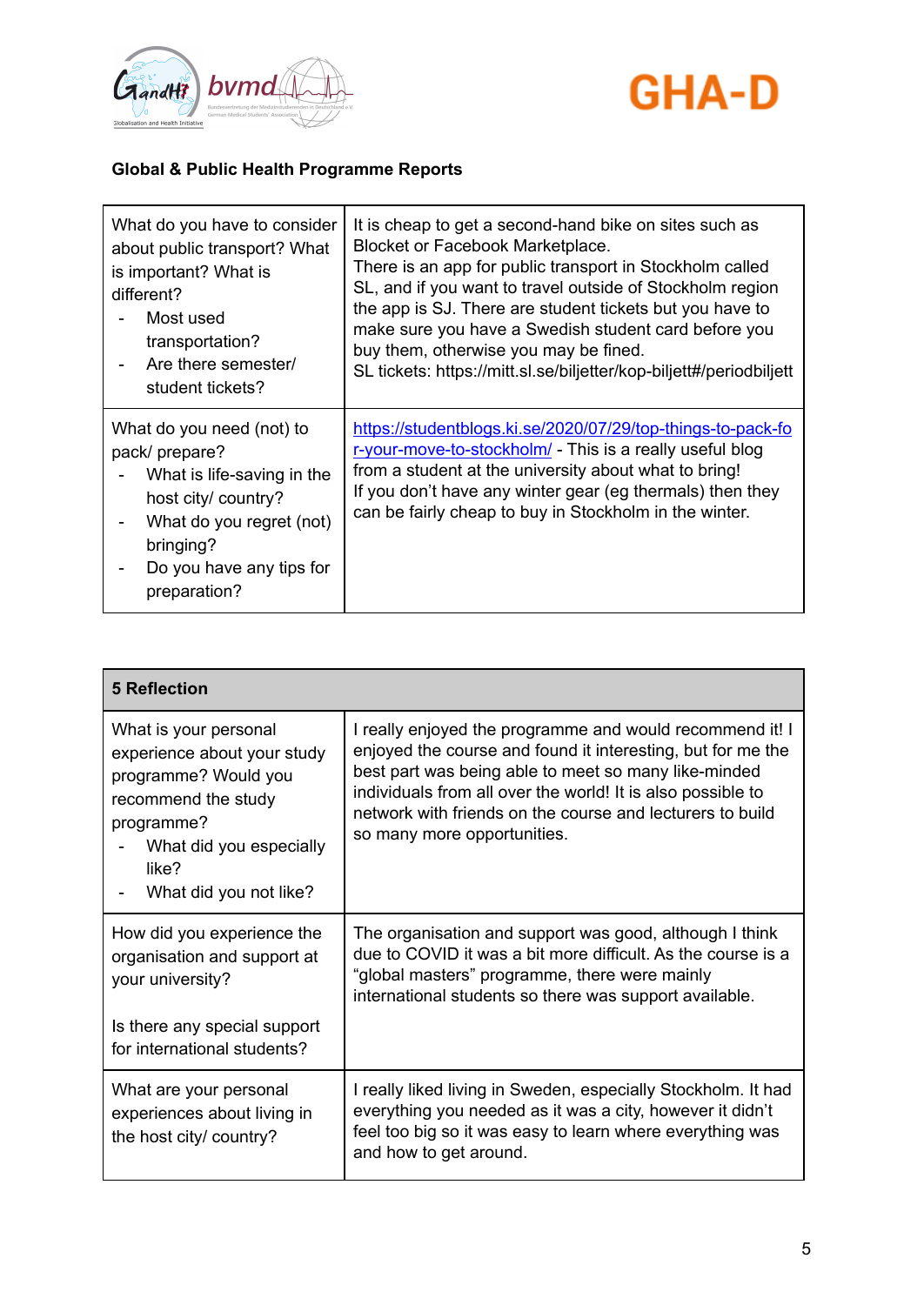**Global & Public Health Programme Reports**

| | |
|---|---|
| What do you have to consider about public transport? What is important? What is different?<br>- Most used transportation?<br>- Are there semester/ student tickets? | It is cheap to get a second-hand bike on sites such as Blocket or Facebook Marketplace.<br>There is an app for public transport in Stockholm called SL, and if you want to travel outside of Stockholm region the app is SJ. There are student tickets but you have to make sure you have a Swedish student card before you buy them, otherwise you may be fined.<br>SL tickets: https://mitt.sl.se/biljetter/kop-biljett#/periodbiljett |
| What do you need (not) to pack/ prepare?<br>- What is life-saving in the host city/ country?<br>- What do you regret (not) bringing?<br>- Do you have any tips for preparation? | https://studentblogs.ki.se/2020/07/29/top-things-to-pack-for-your-move-to-stockholm/ - This is a really useful blog from a student at the university about what to bring!<br>If you don't have any winter gear (eg thermals) then they can be fairly cheap to buy in Stockholm in the winter. |

| 5 Reflection | |
|---|---|
| What is your personal experience about your study programme? Would you recommend the study programme?<br>- What did you especially like?<br>- What did you not like? | I really enjoyed the programme and would recommend it! I enjoyed the course and found it interesting, but for me the best part was being able to meet so many like-minded individuals from all over the world! It is also possible to network with friends on the course and lecturers to build so many more opportunities. |
| How did you experience the organisation and support at your university?<br><br>Is there any special support for international students? | The organisation and support was good, although I think due to COVID it was a bit more difficult. As the course is a "global masters" programme, there were mainly international students so there was support available. |
| What are your personal experiences about living in the host city/ country? | I really liked living in Sweden, especially Stockholm. It had everything you needed as it was a city, however it didn't feel too big so it was easy to learn where everything was and how to get around. |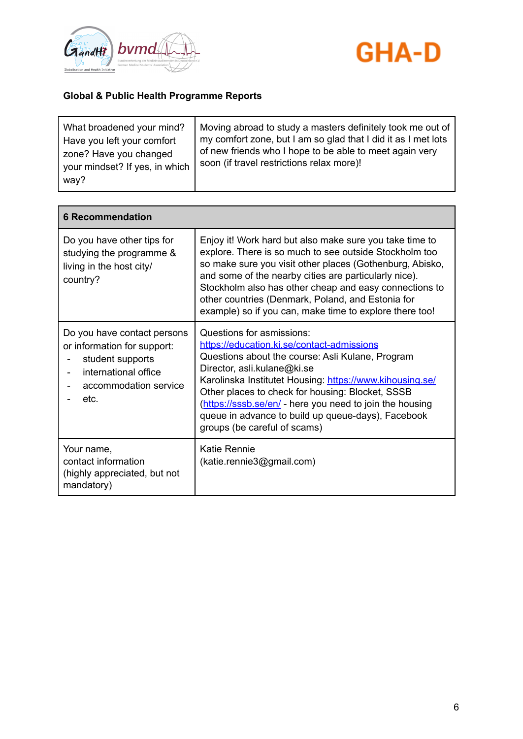**Global & Public Health Programme Reports**

| | |
|---|---|
| What broadened your mind? Have you left your comfort zone? Have you changed your mindset? If yes, in which way? | Moving abroad to study a masters definitely took me out of my comfort zone, but I am so glad that I did it as I met lots of new friends who I hope to be able to meet again very soon (if travel restrictions relax more)! |

| **6 Recommendation** | |
|---|---|
| Do you have other tips for studying the programme & living in the host city/ country? | Enjoy it! Work hard but also make sure you take time to explore. There is so much to see outside Stockholm too so make sure you visit other places (Gothenburg, Abisko, and some of the nearby cities are particularly nice). Stockholm also has other cheap and easy connections to other countries (Denmark, Poland, and Estonia for example) so if you can, make time to explore there too! |
| Do you have contact persons or information for support:<br>- student supports<br>- international office<br>- accommodation service<br>- etc. | Questions for asmissions: https://education.ki.se/contact-admissions<br>Questions about the course: Asli Kulane, Program Director, asli.kulane@ki.se<br>Karolinska Institutet Housing: https://www.kihousing.se/<br>Other places to check for housing: Blocket, SSSB (https://sssb.se/en/ - here you need to join the housing queue in advance to build up queue-days), Facebook groups (be careful of scams) |
| Your name, contact information (highly appreciated, but not mandatory) | Katie Rennie (katie.rennie3@gmail.com) |